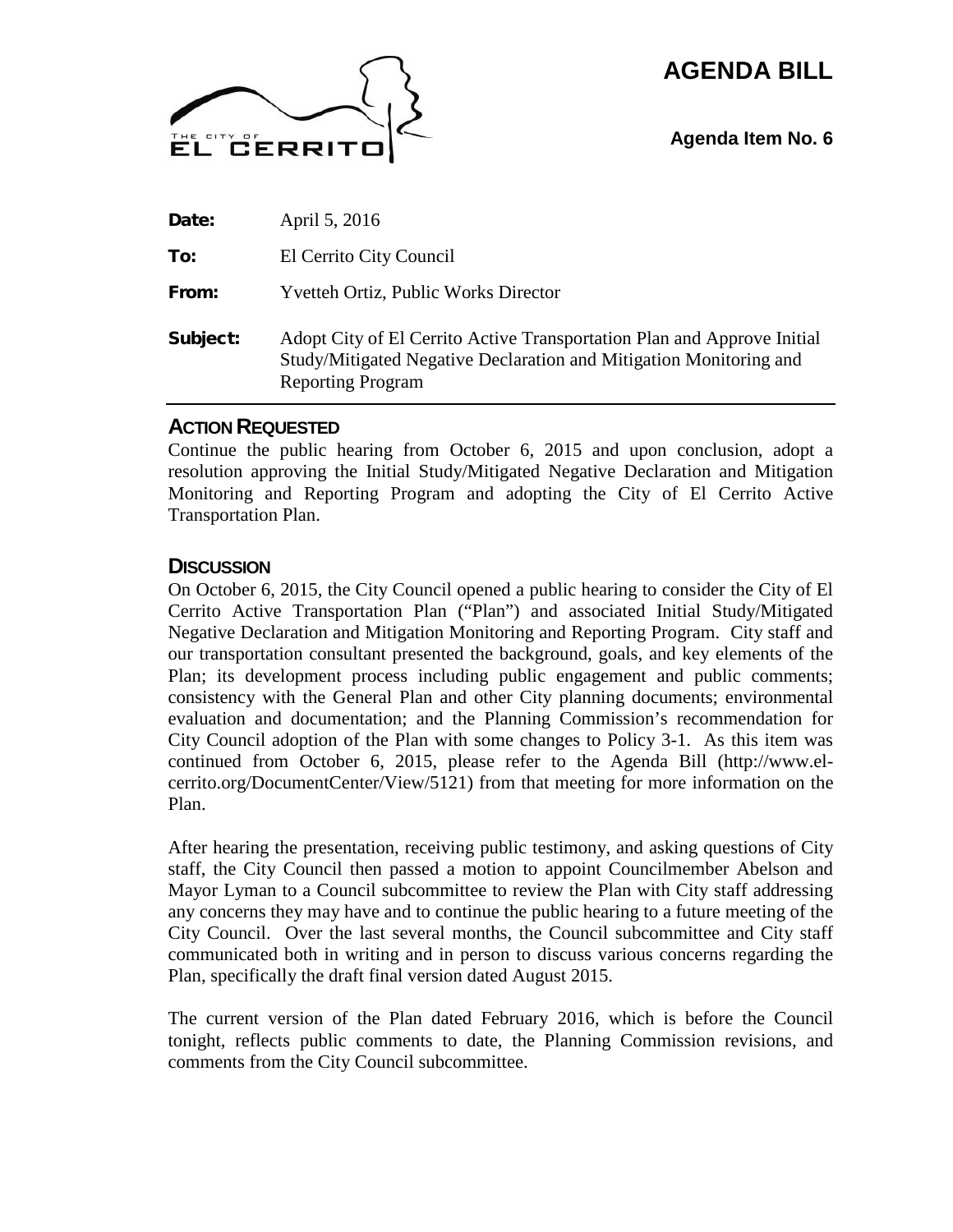THE CITY OF EL CERRITO

# AGENDA BILL

**Agenda Item No. 6**

**Date:** April 5, 2016

**To:** El Cerrito City Council

**From:** Yvetteh Ortiz, Public Works Director

**Subject:** Adopt City of El Cerrito Active Transportation Plan and Approve Initial Study/Mitigated Negative Declaration and Mitigation Monitoring and Reporting Program

## ACTION REQUESTED

Continue the public hearing from October 6, 2015 and upon conclusion, adopt a resolution approving the Initial Study/Mitigated Negative Declaration and Mitigation Monitoring and Reporting Program and adopting the City of El Cerrito Active Transportation Plan.

## DISCUSSION

On October 6, 2015, the City Council opened a public hearing to consider the City of El Cerrito Active Transportation Plan ("Plan") and associated Initial Study/Mitigated Negative Declaration and Mitigation Monitoring and Reporting Program. City staff and our transportation consultant presented the background, goals, and key elements of the Plan; its development process including public engagement and public comments; consistency with the General Plan and other City planning documents; environmental evaluation and documentation; and the Planning Commission's recommendation for City Council adoption of the Plan with some changes to Policy 3-1. As this item was continued from October 6, 2015, please refer to the Agenda Bill (http://www.el-cerrito.org/DocumentCenter/View/5121) from that meeting for more information on the Plan.

After hearing the presentation, receiving public testimony, and asking questions of City staff, the City Council then passed a motion to appoint Councilmember Abelson and Mayor Lyman to a Council subcommittee to review the Plan with City staff addressing any concerns they may have and to continue the public hearing to a future meeting of the City Council. Over the last several months, the Council subcommittee and City staff communicated both in writing and in person to discuss various concerns regarding the Plan, specifically the draft final version dated August 2015.

The current version of the Plan dated February 2016, which is before the Council tonight, reflects public comments to date, the Planning Commission revisions, and comments from the City Council subcommittee.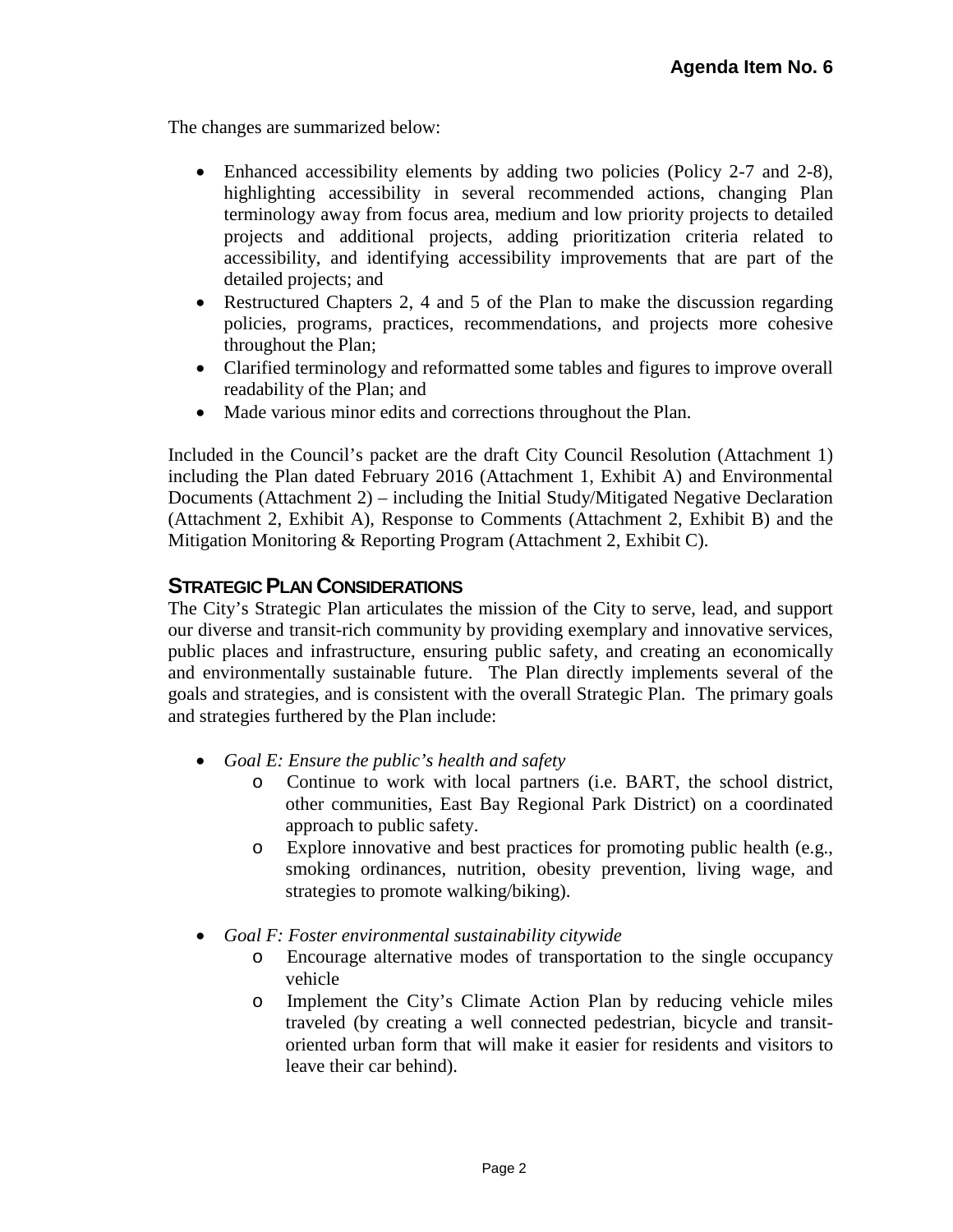The changes are summarized below:

- Enhanced accessibility elements by adding two policies (Policy 2-7 and 2-8), highlighting accessibility in several recommended actions, changing Plan terminology away from focus area, medium and low priority projects to detailed projects and additional projects, adding prioritization criteria related to accessibility, and identifying accessibility improvements that are part of the detailed projects; and
- Restructured Chapters 2, 4 and 5 of the Plan to make the discussion regarding policies, programs, practices, recommendations, and projects more cohesive throughout the Plan;
- Clarified terminology and reformatted some tables and figures to improve overall readability of the Plan; and
- Made various minor edits and corrections throughout the Plan.

Included in the Council's packet are the draft City Council Resolution (Attachment 1) including the Plan dated February 2016 (Attachment 1, Exhibit A) and Environmental Documents (Attachment 2) – including the Initial Study/Mitigated Negative Declaration (Attachment 2, Exhibit A), Response to Comments (Attachment 2, Exhibit B) and the Mitigation Monitoring & Reporting Program (Attachment 2, Exhibit C).

## STRATEGIC PLAN CONSIDERATIONS

The City's Strategic Plan articulates the mission of the City to serve, lead, and support our diverse and transit-rich community by providing exemplary and innovative services, public places and infrastructure, ensuring public safety, and creating an economically and environmentally sustainable future. The Plan directly implements several of the goals and strategies, and is consistent with the overall Strategic Plan. The primary goals and strategies furthered by the Plan include:

- *Goal E: Ensure the public's health and safety*
  - Continue to work with local partners (i.e. BART, the school district, other communities, East Bay Regional Park District) on a coordinated approach to public safety.
  - Explore innovative and best practices for promoting public health (e.g., smoking ordinances, nutrition, obesity prevention, living wage, and strategies to promote walking/biking).

- *Goal F: Foster environmental sustainability citywide*
  - Encourage alternative modes of transportation to the single occupancy vehicle
  - Implement the City's Climate Action Plan by reducing vehicle miles traveled (by creating a well connected pedestrian, bicycle and transit-oriented urban form that will make it easier for residents and visitors to leave their car behind).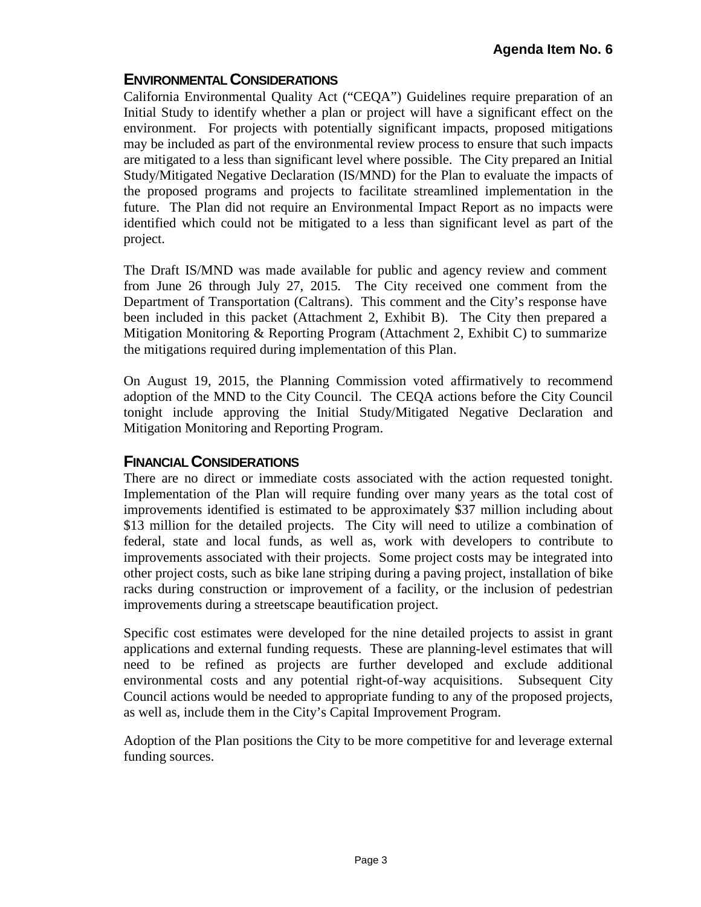## ENVIRONMENTAL CONSIDERATIONS

California Environmental Quality Act ("CEQA") Guidelines require preparation of an Initial Study to identify whether a plan or project will have a significant effect on the environment. For projects with potentially significant impacts, proposed mitigations may be included as part of the environmental review process to ensure that such impacts are mitigated to a less than significant level where possible. The City prepared an Initial Study/Mitigated Negative Declaration (IS/MND) for the Plan to evaluate the impacts of the proposed programs and projects to facilitate streamlined implementation in the future. The Plan did not require an Environmental Impact Report as no impacts were identified which could not be mitigated to a less than significant level as part of the project.

The Draft IS/MND was made available for public and agency review and comment from June 26 through July 27, 2015. The City received one comment from the Department of Transportation (Caltrans). This comment and the City's response have been included in this packet (Attachment 2, Exhibit B). The City then prepared a Mitigation Monitoring & Reporting Program (Attachment 2, Exhibit C) to summarize the mitigations required during implementation of this Plan.

On August 19, 2015, the Planning Commission voted affirmatively to recommend adoption of the MND to the City Council. The CEQA actions before the City Council tonight include approving the Initial Study/Mitigated Negative Declaration and Mitigation Monitoring and Reporting Program.

## FINANCIAL CONSIDERATIONS

There are no direct or immediate costs associated with the action requested tonight. Implementation of the Plan will require funding over many years as the total cost of improvements identified is estimated to be approximately $37 million including about $13 million for the detailed projects. The City will need to utilize a combination of federal, state and local funds, as well as, work with developers to contribute to improvements associated with their projects. Some project costs may be integrated into other project costs, such as bike lane striping during a paving project, installation of bike racks during construction or improvement of a facility, or the inclusion of pedestrian improvements during a streetscape beautification project.

Specific cost estimates were developed for the nine detailed projects to assist in grant applications and external funding requests. These are planning-level estimates that will need to be refined as projects are further developed and exclude additional environmental costs and any potential right-of-way acquisitions. Subsequent City Council actions would be needed to appropriate funding to any of the proposed projects, as well as, include them in the City's Capital Improvement Program.

Adoption of the Plan positions the City to be more competitive for and leverage external funding sources.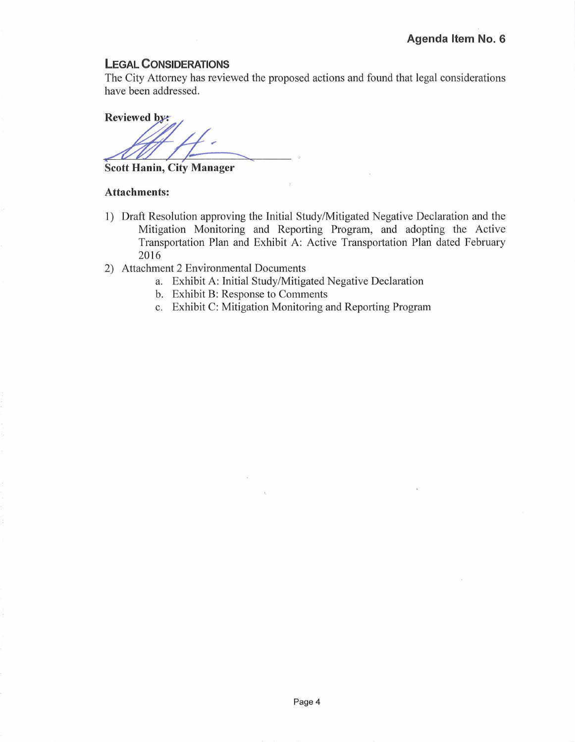Agenda Item No. 6

## LEGAL CONSIDERATIONS

The City Attorney has reviewed the proposed actions and found that legal considerations have been addressed.

**Reviewed by:**

**Scott Hanin, City Manager**

**Attachments:**

1) Draft Resolution approving the Initial Study/Mitigated Negative Declaration and the Mitigation Monitoring and Reporting Program, and adopting the Active Transportation Plan and Exhibit A: Active Transportation Plan dated February 2016
2) Attachment 2 Environmental Documents
   a. Exhibit A: Initial Study/Mitigated Negative Declaration
   b. Exhibit B: Response to Comments
   c. Exhibit C: Mitigation Monitoring and Reporting Program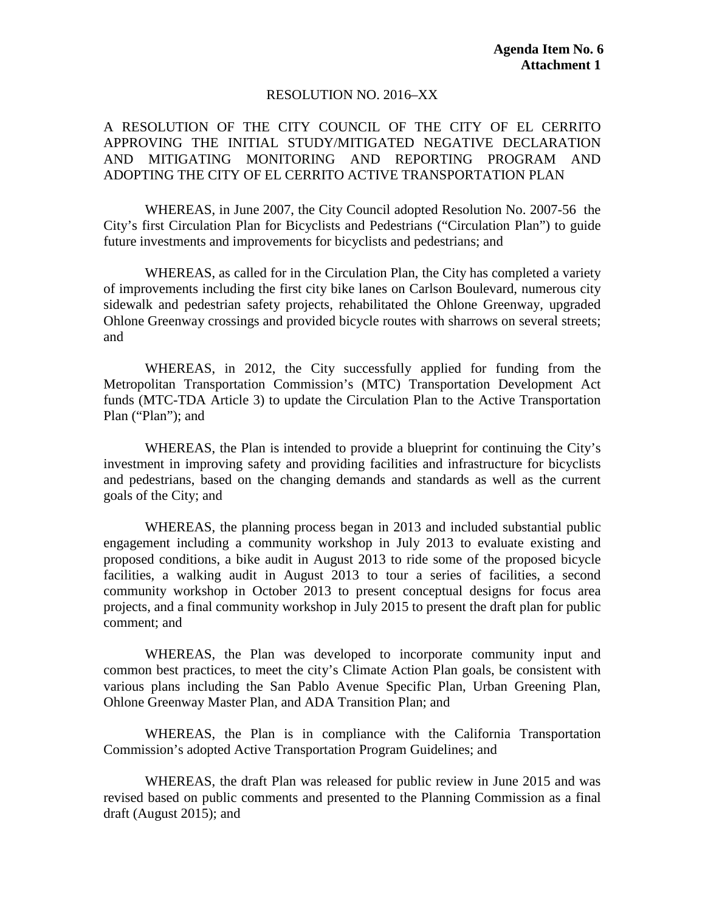**Agenda Item No. 6**
**Attachment 1**

RESOLUTION NO. 2016–XX

A RESOLUTION OF THE CITY COUNCIL OF THE CITY OF EL CERRITO APPROVING THE INITIAL STUDY/MITIGATED NEGATIVE DECLARATION AND MITIGATING MONITORING AND REPORTING PROGRAM AND ADOPTING THE CITY OF EL CERRITO ACTIVE TRANSPORTATION PLAN

WHEREAS, in June 2007, the City Council adopted Resolution No. 2007-56 the City's first Circulation Plan for Bicyclists and Pedestrians ("Circulation Plan") to guide future investments and improvements for bicyclists and pedestrians; and

WHEREAS, as called for in the Circulation Plan, the City has completed a variety of improvements including the first city bike lanes on Carlson Boulevard, numerous city sidewalk and pedestrian safety projects, rehabilitated the Ohlone Greenway, upgraded Ohlone Greenway crossings and provided bicycle routes with sharrows on several streets; and

WHEREAS, in 2012, the City successfully applied for funding from the Metropolitan Transportation Commission's (MTC) Transportation Development Act funds (MTC-TDA Article 3) to update the Circulation Plan to the Active Transportation Plan ("Plan"); and

WHEREAS, the Plan is intended to provide a blueprint for continuing the City's investment in improving safety and providing facilities and infrastructure for bicyclists and pedestrians, based on the changing demands and standards as well as the current goals of the City; and

WHEREAS, the planning process began in 2013 and included substantial public engagement including a community workshop in July 2013 to evaluate existing and proposed conditions, a bike audit in August 2013 to ride some of the proposed bicycle facilities, a walking audit in August 2013 to tour a series of facilities, a second community workshop in October 2013 to present conceptual designs for focus area projects, and a final community workshop in July 2015 to present the draft plan for public comment; and

WHEREAS, the Plan was developed to incorporate community input and common best practices, to meet the city's Climate Action Plan goals, be consistent with various plans including the San Pablo Avenue Specific Plan, Urban Greening Plan, Ohlone Greenway Master Plan, and ADA Transition Plan; and

WHEREAS, the Plan is in compliance with the California Transportation Commission's adopted Active Transportation Program Guidelines; and

WHEREAS, the draft Plan was released for public review in June 2015 and was revised based on public comments and presented to the Planning Commission as a final draft (August 2015); and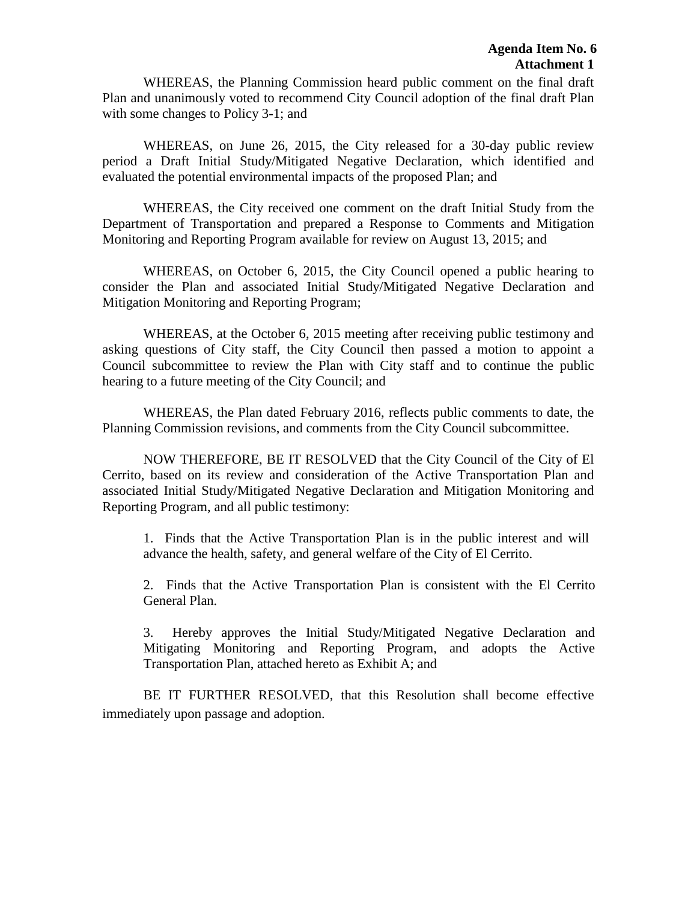**Agenda Item No. 6**
**Attachment 1**

WHEREAS, the Planning Commission heard public comment on the final draft Plan and unanimously voted to recommend City Council adoption of the final draft Plan with some changes to Policy 3-1; and

WHEREAS, on June 26, 2015, the City released for a 30-day public review period a Draft Initial Study/Mitigated Negative Declaration, which identified and evaluated the potential environmental impacts of the proposed Plan; and

WHEREAS, the City received one comment on the draft Initial Study from the Department of Transportation and prepared a Response to Comments and Mitigation Monitoring and Reporting Program available for review on August 13, 2015; and

WHEREAS, on October 6, 2015, the City Council opened a public hearing to consider the Plan and associated Initial Study/Mitigated Negative Declaration and Mitigation Monitoring and Reporting Program;

WHEREAS, at the October 6, 2015 meeting after receiving public testimony and asking questions of City staff, the City Council then passed a motion to appoint a Council subcommittee to review the Plan with City staff and to continue the public hearing to a future meeting of the City Council; and

WHEREAS, the Plan dated February 2016, reflects public comments to date, the Planning Commission revisions, and comments from the City Council subcommittee.

NOW THEREFORE, BE IT RESOLVED that the City Council of the City of El Cerrito, based on its review and consideration of the Active Transportation Plan and associated Initial Study/Mitigated Negative Declaration and Mitigation Monitoring and Reporting Program, and all public testimony:

1. Finds that the Active Transportation Plan is in the public interest and will advance the health, safety, and general welfare of the City of El Cerrito.

2. Finds that the Active Transportation Plan is consistent with the El Cerrito General Plan.

3. Hereby approves the Initial Study/Mitigated Negative Declaration and Mitigating Monitoring and Reporting Program, and adopts the Active Transportation Plan, attached hereto as Exhibit A; and

BE IT FURTHER RESOLVED, that this Resolution shall become effective immediately upon passage and adoption.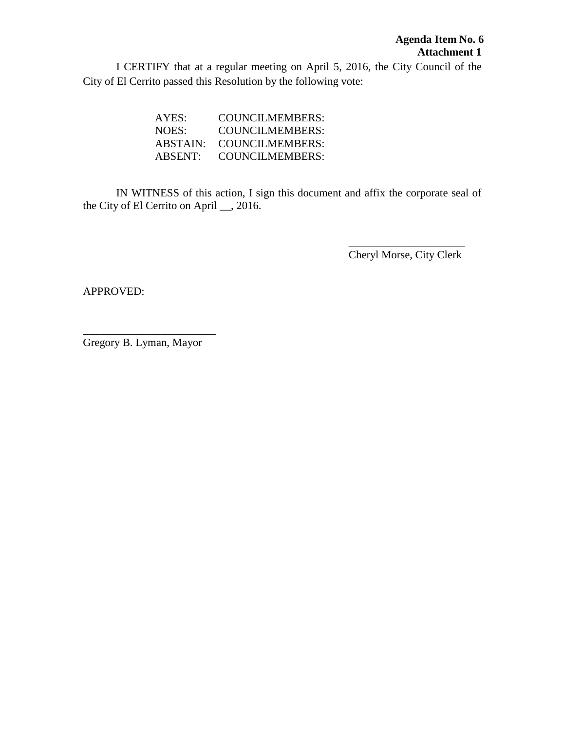**Agenda Item No. 6**
**Attachment 1**

I CERTIFY that at a regular meeting on April 5, 2016, the City Council of the City of El Cerrito passed this Resolution by the following vote:

AYES: COUNCILMEMBERS:
NOES: COUNCILMEMBERS:
ABSTAIN: COUNCILMEMBERS:
ABSENT: COUNCILMEMBERS:

IN WITNESS of this action, I sign this document and affix the corporate seal of the City of El Cerrito on April __, 2016.

_____________________
Cheryl Morse, City Clerk

APPROVED:

________________________
Gregory B. Lyman, Mayor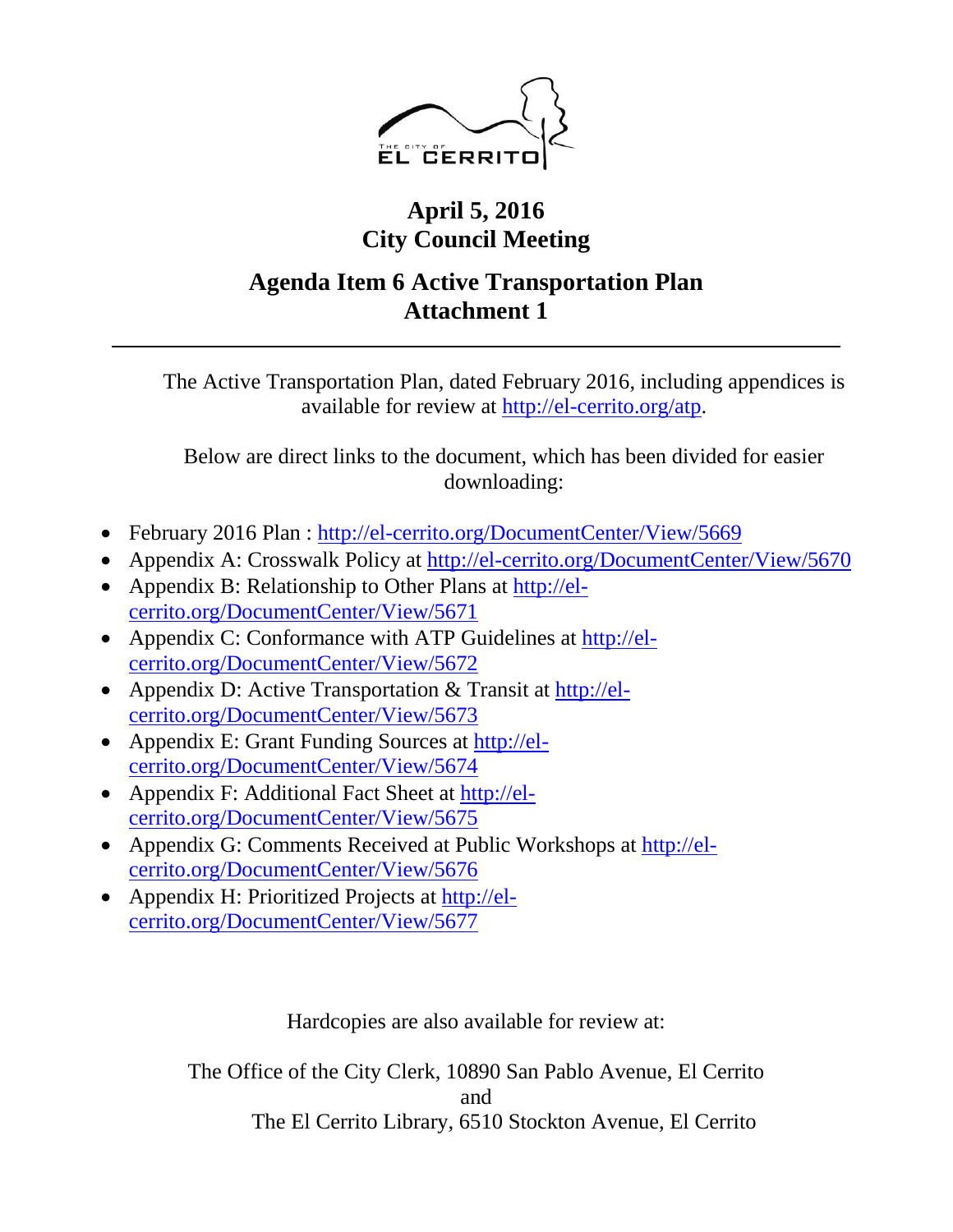THE CITY OF
EL CERRITO

# April 5, 2016
# City Council Meeting

## Agenda Item 6 Active Transportation Plan
## Attachment 1

---

The Active Transportation Plan, dated February 2016, including appendices is available for review at http://el-cerrito.org/atp.

Below are direct links to the document, which has been divided for easier downloading:

- February 2016 Plan : http://el-cerrito.org/DocumentCenter/View/5669
- Appendix A: Crosswalk Policy at http://el-cerrito.org/DocumentCenter/View/5670
- Appendix B: Relationship to Other Plans at http://el-cerrito.org/DocumentCenter/View/5671
- Appendix C: Conformance with ATP Guidelines at http://el-cerrito.org/DocumentCenter/View/5672
- Appendix D: Active Transportation & Transit at http://el-cerrito.org/DocumentCenter/View/5673
- Appendix E: Grant Funding Sources at http://el-cerrito.org/DocumentCenter/View/5674
- Appendix F: Additional Fact Sheet at http://el-cerrito.org/DocumentCenter/View/5675
- Appendix G: Comments Received at Public Workshops at http://el-cerrito.org/DocumentCenter/View/5676
- Appendix H: Prioritized Projects at http://el-cerrito.org/DocumentCenter/View/5677

Hardcopies are also available for review at:

The Office of the City Clerk, 10890 San Pablo Avenue, El Cerrito
and
The El Cerrito Library, 6510 Stockton Avenue, El Cerrito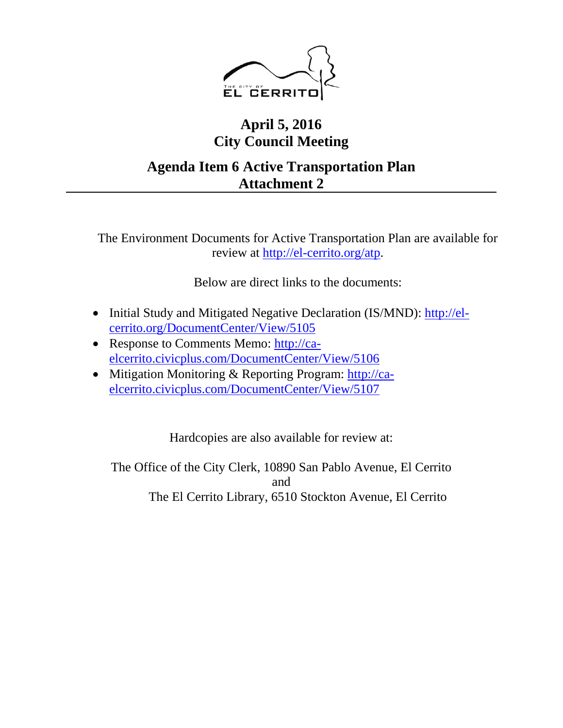THE CITY OF
EL CERRITO

# April 5, 2016
# City Council Meeting

## Agenda Item 6 Active Transportation Plan
## Attachment 2

The Environment Documents for Active Transportation Plan are available for review at http://el-cerrito.org/atp.

Below are direct links to the documents:

- Initial Study and Mitigated Negative Declaration (IS/MND): http://el-cerrito.org/DocumentCenter/View/5105
- Response to Comments Memo: http://ca-elcerrito.civicplus.com/DocumentCenter/View/5106
- Mitigation Monitoring & Reporting Program: http://ca-elcerrito.civicplus.com/DocumentCenter/View/5107

Hardcopies are also available for review at:

The Office of the City Clerk, 10890 San Pablo Avenue, El Cerrito
and
The El Cerrito Library, 6510 Stockton Avenue, El Cerrito